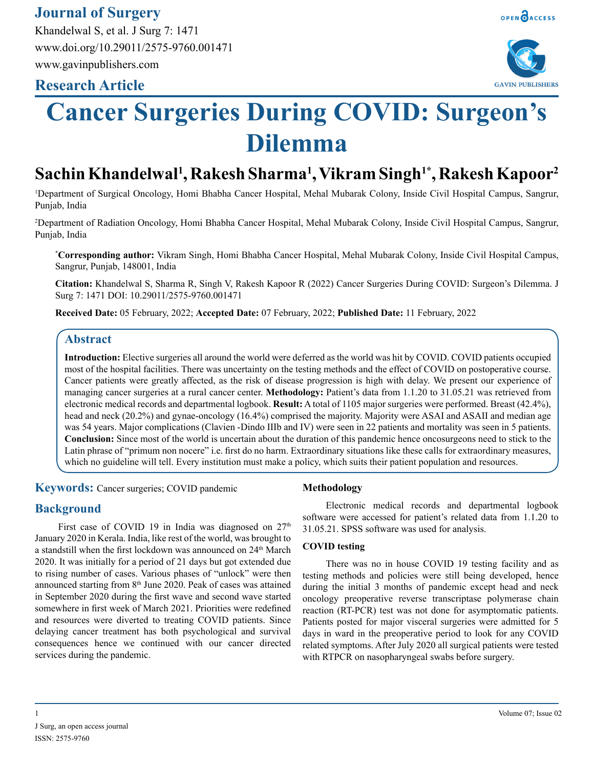# Cancer Surgeries During COVID: Surgeon's Dilemma

**Sachin Khandelwal[1], Rakesh Sharma[1], Vikram Singh[1*], Rakesh Kapoor[2]**

[1]Department of Surgical Oncology, Homi Bhabha Cancer Hospital, Mehal Mubarak Colony, Inside Civil Hospital Campus, Sangrur, Punjab, India

[2]Department of Radiation Oncology, Homi Bhabha Cancer Hospital, Mehal Mubarak Colony, Inside Civil Hospital Campus, Sangrur, Punjab, India

**[*]Corresponding author:** Vikram Singh, Homi Bhabha Cancer Hospital, Mehal Mubarak Colony, Inside Civil Hospital Campus, Sangrur, Punjab, 148001, India

**Citation:** Khandelwal S, Sharma R, Singh V, Rakesh Kapoor R (2022) Cancer Surgeries During COVID: Surgeon's Dilemma. J Surg 7: 1471 DOI: 10.29011/2575-9760.001471

**Received Date:** 05 February, 2022; **Accepted Date:** 07 February, 2022; **Published Date:** 11 February, 2022

## Abstract

**Introduction:** Elective surgeries all around the world were deferred as the world was hit by COVID. COVID patients occupied most of the hospital facilities. There was uncertainty on the testing methods and the effect of COVID on postoperative course. Cancer patients were greatly affected, as the risk of disease progression is high with delay. We present our experience of managing cancer surgeries at a rural cancer center. **Methodology:** Patient's data from 1.1.20 to 31.05.21 was retrieved from electronic medical records and departmental logbook. **Result:** A total of 1105 major surgeries were performed. Breast (42.4%), head and neck (20.2%) and gynae-oncology (16.4%) comprised the majority. Majority were ASAI and ASAII and median age was 54 years. Major complications (Clavien -Dindo IIIb and IV) were seen in 22 patients and mortality was seen in 5 patients. **Conclusion:** Since most of the world is uncertain about the duration of this pandemic hence oncosurgeons need to stick to the Latin phrase of "primum non nocere" i.e. first do no harm. Extraordinary situations like these calls for extraordinary measures, which no guideline will tell. Every institution must make a policy, which suits their patient population and resources.

**Keywords:** Cancer surgeries; COVID pandemic

## Background

First case of COVID 19 in India was diagnosed on 27th January 2020 in Kerala. India, like rest of the world, was brought to a standstill when the first lockdown was announced on 24th March 2020. It was initially for a period of 21 days but got extended due to rising number of cases. Various phases of "unlock" were then announced starting from 8th June 2020. Peak of cases was attained in September 2020 during the first wave and second wave started somewhere in first week of March 2021. Priorities were redefined and resources were diverted to treating COVID patients. Since delaying cancer treatment has both psychological and survival consequences hence we continued with our cancer directed services during the pandemic.

## Methodology

Electronic medical records and departmental logbook software were accessed for patient's related data from 1.1.20 to 31.05.21. SPSS software was used for analysis.

### COVID testing

There was no in house COVID 19 testing facility and as testing methods and policies were still being developed, hence during the initial 3 months of pandemic except head and neck oncology preoperative reverse transcriptase polymerase chain reaction (RT-PCR) test was not done for asymptomatic patients. Patients posted for major visceral surgeries were admitted for 5 days in ward in the preoperative period to look for any COVID related symptoms. After July 2020 all surgical patients were tested with RTPCR on nasopharyngeal swabs before surgery.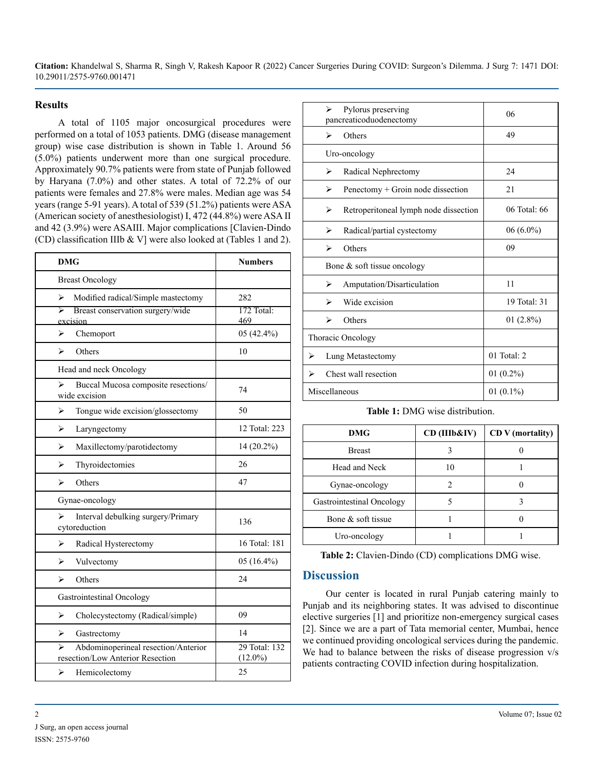## Results

A total of 1105 major oncosurgical procedures were performed on a total of 1053 patients. DMG (disease management group) wise case distribution is shown in Table 1. Around 56 (5.0%) patients underwent more than one surgical procedure. Approximately 90.7% patients were from state of Punjab followed by Haryana (7.0%) and other states. A total of 72.2% of our patients were females and 27.8% were males. Median age was 54 years (range 5-91 years). A total of 539 (51.2%) patients were ASA (American society of anesthesiologist) I, 472 (44.8%) were ASA II and 42 (3.9%) were ASAIII. Major complications [Clavien-Dindo (CD) classification IIIb & V] were also looked at (Tables 1 and 2).

| DMG | Numbers |
|---|---|
| Breast Oncology | |
| ➢ Modified radical/Simple mastectomy | 282 |
| ➢ Breast conservation surgery/wide excision | 172 Total: 469 |
| ➢ Chemoport | 05 (42.4%) |
| ➢ Others | 10 |
| Head and neck Oncology | |
| ➢ Buccal Mucosa composite resections/ wide excision | 74 |
| ➢ Tongue wide excision/glossectomy | 50 |
| ➢ Laryngectomy | 12 Total: 223 |
| ➢ Maxillectomy/parotidectomy | 14 (20.2%) |
| ➢ Thyroidectomies | 26 |
| ➢ Others | 47 |
| Gynae-oncology | |
| ➢ Interval debulking surgery/Primary cytoreduction | 136 |
| ➢ Radical Hysterectomy | 16 Total: 181 |
| ➢ Vulvectomy | 05 (16.4%) |
| ➢ Others | 24 |
| Gastrointestinal Oncology | |
| ➢ Cholecystectomy (Radical/simple) | 09 |
| ➢ Gastrectomy | 14 |
| ➢ Abdominoperineal resection/Anterior resection/Low Anterior Resection | 29 Total: 132 (12.0%) |
| ➢ Hemicolectomy | 25 |
| ➢ Pylorus preserving pancreaticoduodenectomy | 06 |
| ➢ Others | 49 |
| Uro-oncology | |
| ➢ Radical Nephrectomy | 24 |
| ➢ Penectomy + Groin node dissection | 21 |
| ➢ Retroperitoneal lymph node dissection | 06 Total: 66 |
| ➢ Radical/partial cystectomy | 06 (6.0%) |
| ➢ Others | 09 |
| Bone & soft tissue oncology | |
| ➢ Amputation/Disarticulation | 11 |
| ➢ Wide excision | 19 Total: 31 |
| ➢ Others | 01 (2.8%) |
| Thoracic Oncology | |
| ➢ Lung Metastectomy | 01 Total: 2 |
| ➢ Chest wall resection | 01 (0.2%) |
| Miscellaneous | 01 (0.1%) |

**Table 1:** DMG wise distribution.

| DMG | CD (IIIb&IV) | CD V (mortality) |
|---|---|---|
| Breast | 3 | 0 |
| Head and Neck | 10 | 1 |
| Gynae-oncology | 2 | 0 |
| Gastrointestinal Oncology | 5 | 3 |
| Bone & soft tissue | 1 | 0 |
| Uro-oncology | 1 | 1 |

**Table 2:** Clavien-Dindo (CD) complications DMG wise.

## Discussion

Our center is located in rural Punjab catering mainly to Punjab and its neighboring states. It was advised to discontinue elective surgeries [1] and prioritize non-emergency surgical cases [2]. Since we are a part of Tata memorial center, Mumbai, hence we continued providing oncological services during the pandemic. We had to balance between the risks of disease progression v/s patients contracting COVID infection during hospitalization.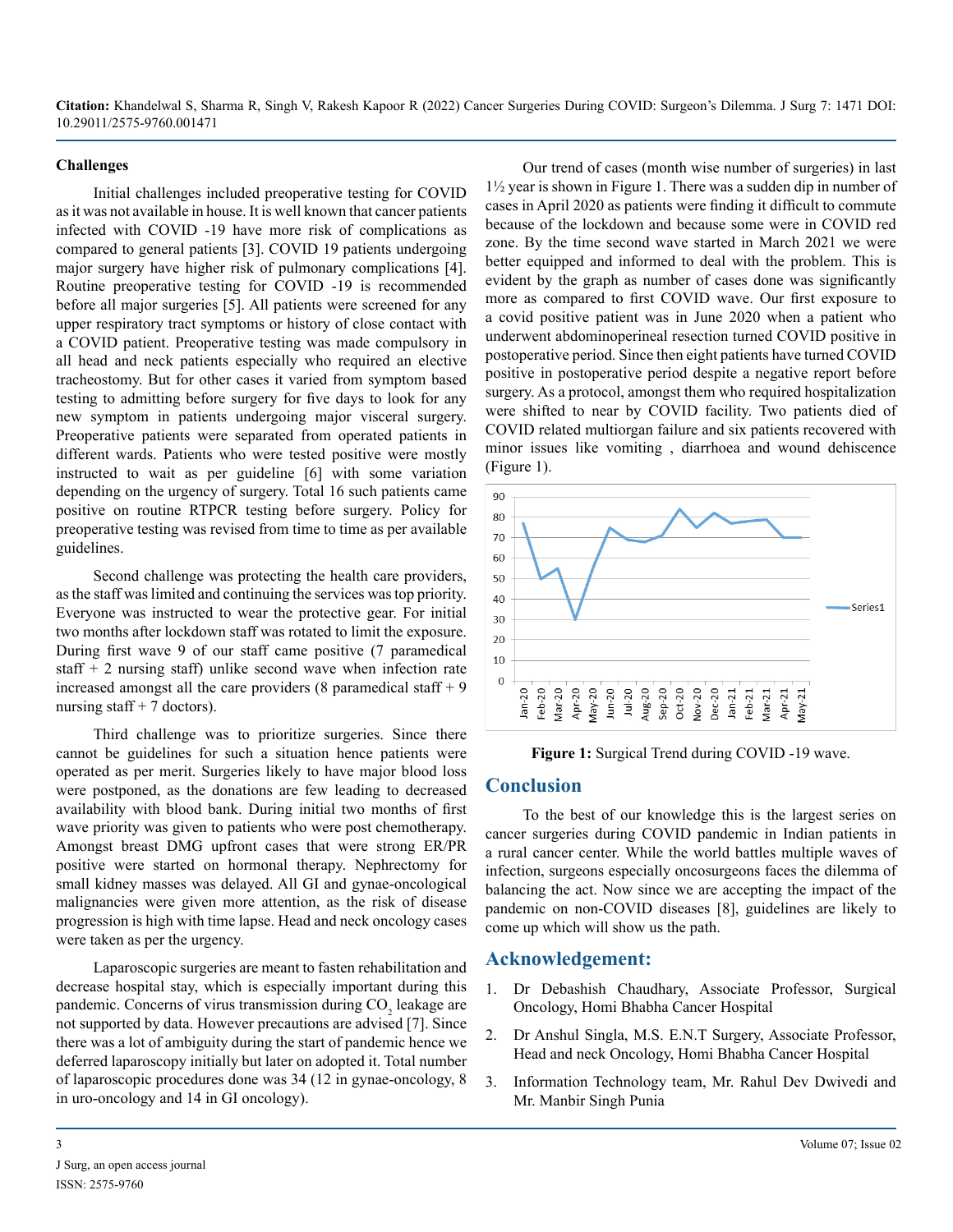### Challenges

Initial challenges included preoperative testing for COVID as it was not available in house. It is well known that cancer patients infected with COVID -19 have more risk of complications as compared to general patients [3]. COVID 19 patients undergoing major surgery have higher risk of pulmonary complications [4]. Routine preoperative testing for COVID -19 is recommended before all major surgeries [5]. All patients were screened for any upper respiratory tract symptoms or history of close contact with a COVID patient. Preoperative testing was made compulsory in all head and neck patients especially who required an elective tracheostomy. But for other cases it varied from symptom based testing to admitting before surgery for five days to look for any new symptom in patients undergoing major visceral surgery. Preoperative patients were separated from operated patients in different wards. Patients who were tested positive were mostly instructed to wait as per guideline [6] with some variation depending on the urgency of surgery. Total 16 such patients came positive on routine RTPCR testing before surgery. Policy for preoperative testing was revised from time to time as per available guidelines.

Second challenge was protecting the health care providers, as the staff was limited and continuing the services was top priority. Everyone was instructed to wear the protective gear. For initial two months after lockdown staff was rotated to limit the exposure. During first wave 9 of our staff came positive (7 paramedical staff + 2 nursing staff) unlike second wave when infection rate increased amongst all the care providers (8 paramedical staff + 9 nursing staff + 7 doctors).

Third challenge was to prioritize surgeries. Since there cannot be guidelines for such a situation hence patients were operated as per merit. Surgeries likely to have major blood loss were postponed, as the donations are few leading to decreased availability with blood bank. During initial two months of first wave priority was given to patients who were post chemotherapy. Amongst breast DMG upfront cases that were strong ER/PR positive were started on hormonal therapy. Nephrectomy for small kidney masses was delayed. All GI and gynae-oncological malignancies were given more attention, as the risk of disease progression is high with time lapse. Head and neck oncology cases were taken as per the urgency.

Laparoscopic surgeries are meant to fasten rehabilitation and decrease hospital stay, which is especially important during this pandemic. Concerns of virus transmission during $CO_2$ leakage are not supported by data. However precautions are advised [7]. Since there was a lot of ambiguity during the start of pandemic hence we deferred laparoscopy initially but later on adopted it. Total number of laparoscopic procedures done was 34 (12 in gynae-oncology, 8 in uro-oncology and 14 in GI oncology).

Our trend of cases (month wise number of surgeries) in last 1½ year is shown in Figure 1. There was a sudden dip in number of cases in April 2020 as patients were finding it difficult to commute because of the lockdown and because some were in COVID red zone. By the time second wave started in March 2021 we were better equipped and informed to deal with the problem. This is evident by the graph as number of cases done was significantly more as compared to first COVID wave. Our first exposure to a covid positive patient was in June 2020 when a patient who underwent abdominoperineal resection turned COVID positive in postoperative period. Since then eight patients have turned COVID positive in postoperative period despite a negative report before surgery. As a protocol, amongst them who required hospitalization were shifted to near by COVID facility. Two patients died of COVID related multiorgan failure and six patients recovered with minor issues like vomiting , diarrhoea and wound dehiscence (Figure 1).

**Figure 1:** Surgical Trend during COVID -19 wave.

## Conclusion

To the best of our knowledge this is the largest series on cancer surgeries during COVID pandemic in Indian patients in a rural cancer center. While the world battles multiple waves of infection, surgeons especially oncosurgeons faces the dilemma of balancing the act. Now since we are accepting the impact of the pandemic on non-COVID diseases [8], guidelines are likely to come up which will show us the path.

## Acknowledgement:

1. Dr Debashish Chaudhary, Associate Professor, Surgical Oncology, Homi Bhabha Cancer Hospital
2. Dr Anshul Singla, M.S. E.N.T Surgery, Associate Professor, Head and neck Oncology, Homi Bhabha Cancer Hospital
3. Information Technology team, Mr. Rahul Dev Dwivedi and Mr. Manbir Singh Punia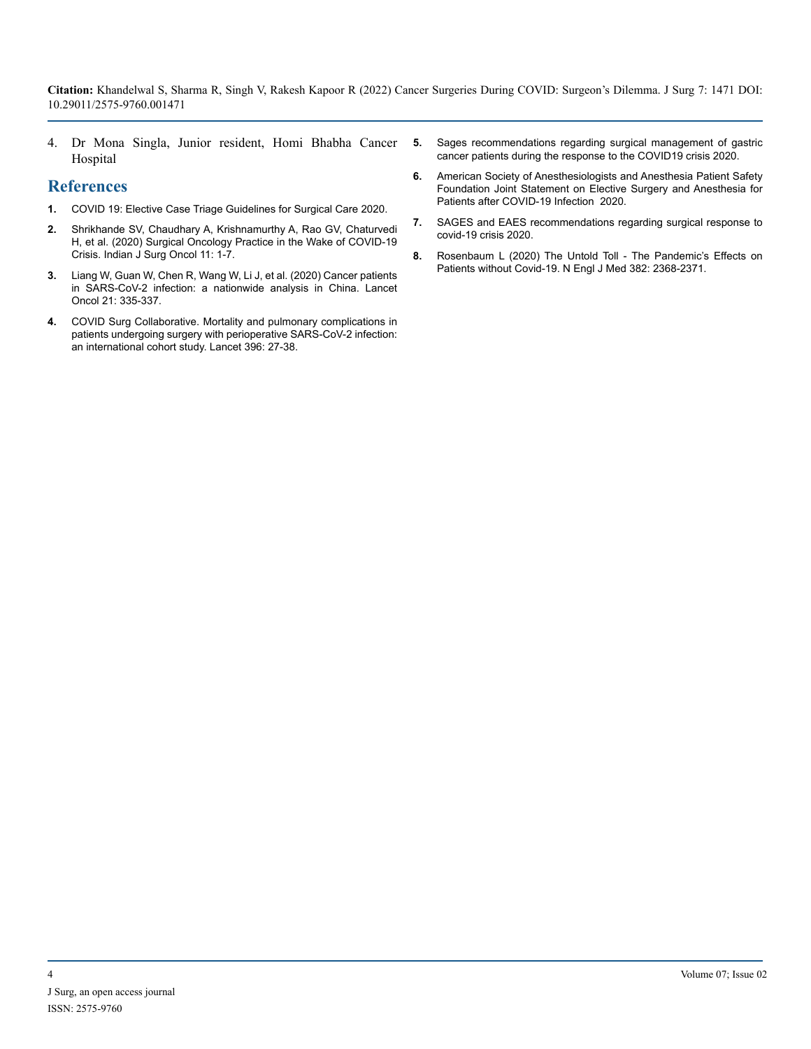4. Dr Mona Singla, Junior resident, Homi Bhabha Cancer Hospital

## References

1. COVID 19: Elective Case Triage Guidelines for Surgical Care 2020.

2. Shrikhande SV, Chaudhary A, Krishnamurthy A, Rao GV, Chaturvedi H, et al. (2020) Surgical Oncology Practice in the Wake of COVID-19 Crisis. Indian J Surg Oncol 11: 1-7.

3. Liang W, Guan W, Chen R, Wang W, Li J, et al. (2020) Cancer patients in SARS-CoV-2 infection: a nationwide analysis in China. Lancet Oncol 21: 335-337.

4. COVID Surg Collaborative. Mortality and pulmonary complications in patients undergoing surgery with perioperative SARS-CoV-2 infection: an international cohort study. Lancet 396: 27-38.

5. Sages recommendations regarding surgical management of gastric cancer patients during the response to the COVID19 crisis 2020.

6. American Society of Anesthesiologists and Anesthesia Patient Safety Foundation Joint Statement on Elective Surgery and Anesthesia for Patients after COVID-19 Infection 2020.

7. SAGES and EAES recommendations regarding surgical response to covid-19 crisis 2020.

8. Rosenbaum L (2020) The Untold Toll - The Pandemic's Effects on Patients without Covid-19. N Engl J Med 382: 2368-2371.